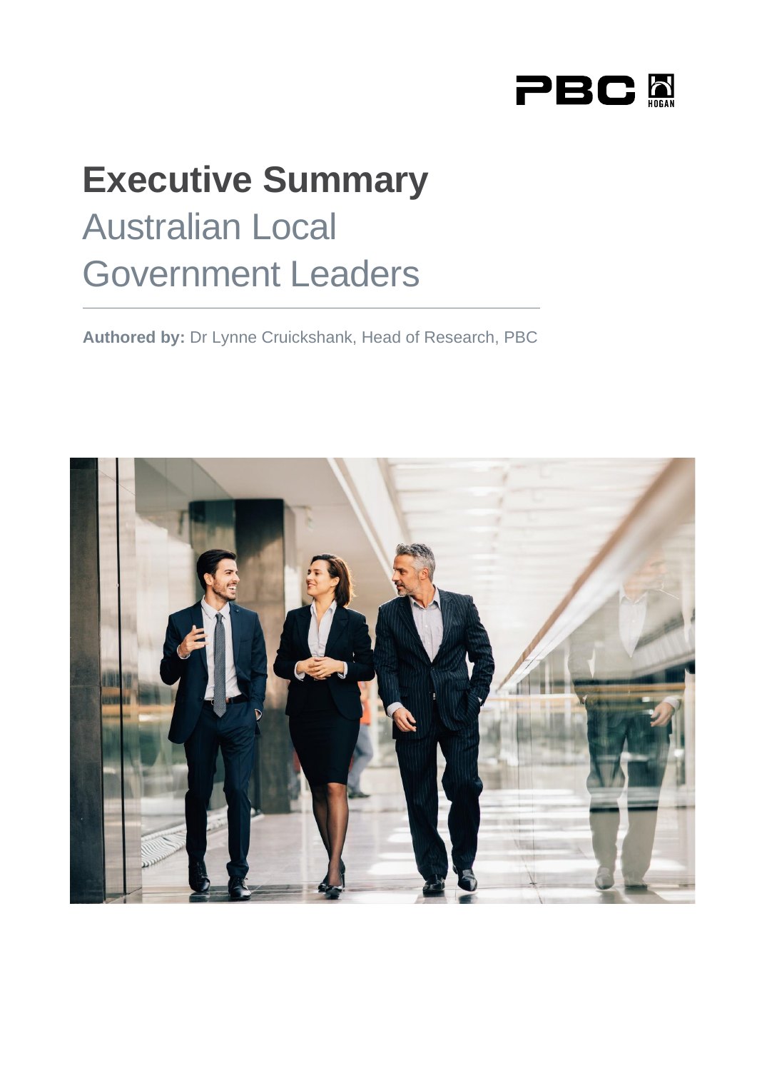PBC HOGAN

# Executive Summary

## Australian Local Government Leaders

**Authored by:** Dr Lynne Cruickshank, Head of Research, PBC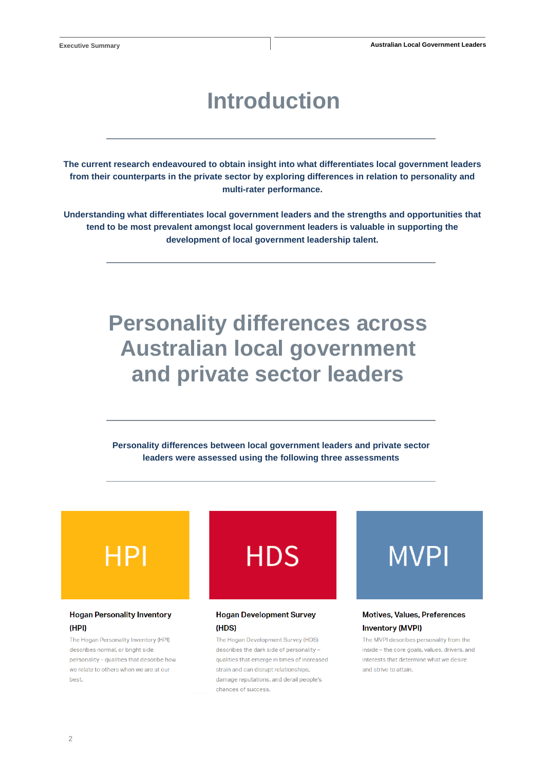# Introduction

**The current research endeavoured to obtain insight into what differentiates local government leaders from their counterparts in the private sector by exploring differences in relation to personality and multi-rater performance.**

**Understanding what differentiates local government leaders and the strengths and opportunities that tend to be most prevalent amongst local government leaders is valuable in supporting the development of local government leadership talent.**

# Personality differences across Australian local government and private sector leaders

**Personality differences between local government leaders and private sector leaders were assessed using the following three assessments**

## HPI

### Hogan Personality Inventory (HPI)

The Hogan Personality Inventory (HPI) describes normal, or bright side personality – qualities that describe how we relate to others when we are at our best.

## HDS

### Hogan Development Survey (HDS)

The Hogan Development Survey (HDS) describes the dark side of personality – qualities that emerge in times of increased strain and can disrupt relationships, damage reputations, and derail people's chances of success.

## MVPI

### Motives, Values, Preferences Inventory (MVPI)

The MVPI describes personality from the inside – the core goals, values, drivers, and interests that determine what we desire and strive to attain.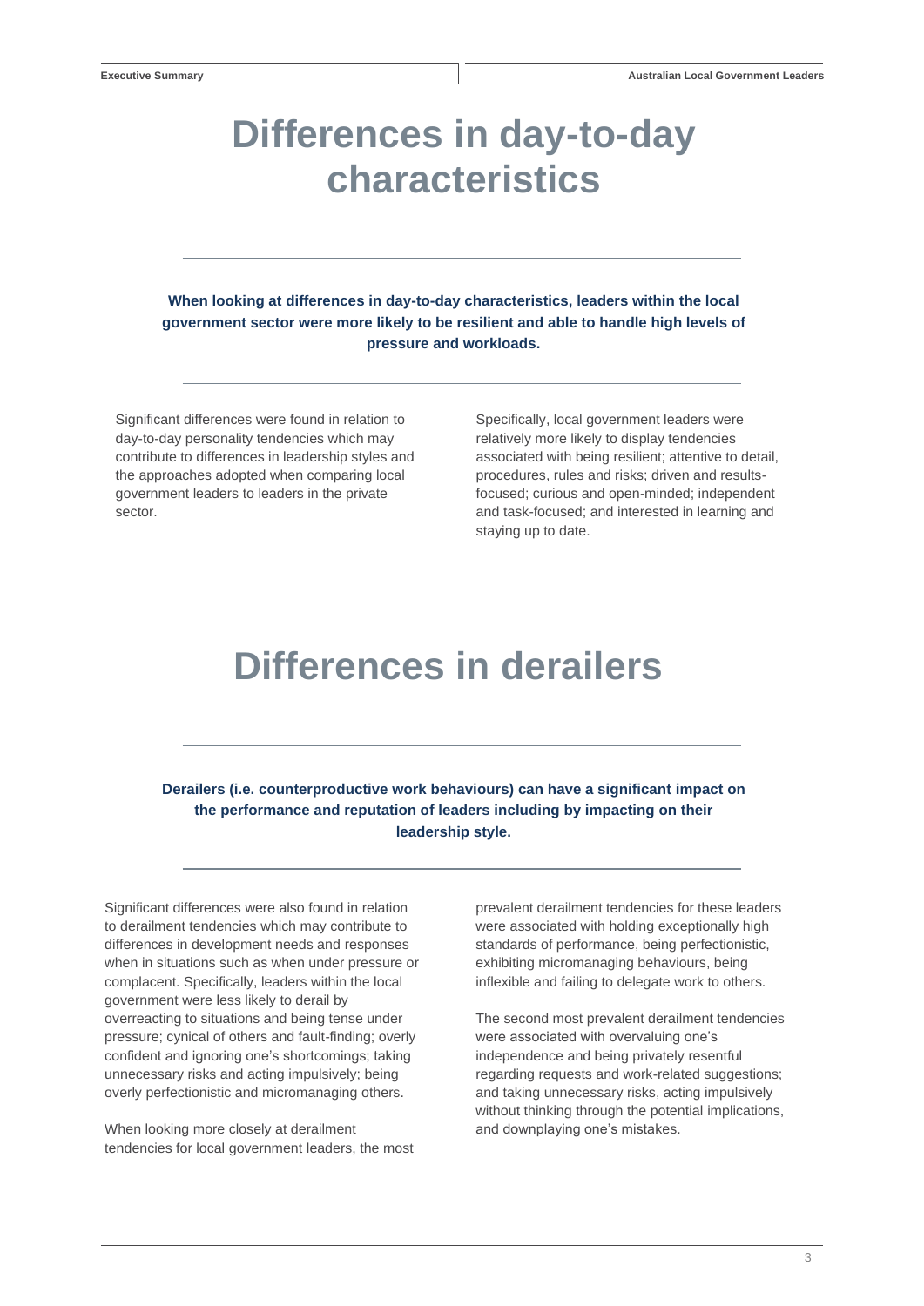# Differences in day-to-day characteristics

**When looking at differences in day-to-day characteristics, leaders within the local government sector were more likely to be resilient and able to handle high levels of pressure and workloads.**

Significant differences were found in relation to day-to-day personality tendencies which may contribute to differences in leadership styles and the approaches adopted when comparing local government leaders to leaders in the private sector.

Specifically, local government leaders were relatively more likely to display tendencies associated with being resilient; attentive to detail, procedures, rules and risks; driven and results-focused; curious and open-minded; independent and task-focused; and interested in learning and staying up to date.

# Differences in derailers

**Derailers (i.e. counterproductive work behaviours) can have a significant impact on the performance and reputation of leaders including by impacting on their leadership style.**

Significant differences were also found in relation to derailment tendencies which may contribute to differences in development needs and responses when in situations such as when under pressure or complacent. Specifically, leaders within the local government were less likely to derail by overreacting to situations and being tense under pressure; cynical of others and fault-finding; overly confident and ignoring one's shortcomings; taking unnecessary risks and acting impulsively; being overly perfectionistic and micromanaging others.

When looking more closely at derailment tendencies for local government leaders, the most prevalent derailment tendencies for these leaders were associated with holding exceptionally high standards of performance, being perfectionistic, exhibiting micromanaging behaviours, being inflexible and failing to delegate work to others.

The second most prevalent derailment tendencies were associated with overvaluing one's independence and being privately resentful regarding requests and work-related suggestions; and taking unnecessary risks, acting impulsively without thinking through the potential implications, and downplaying one's mistakes.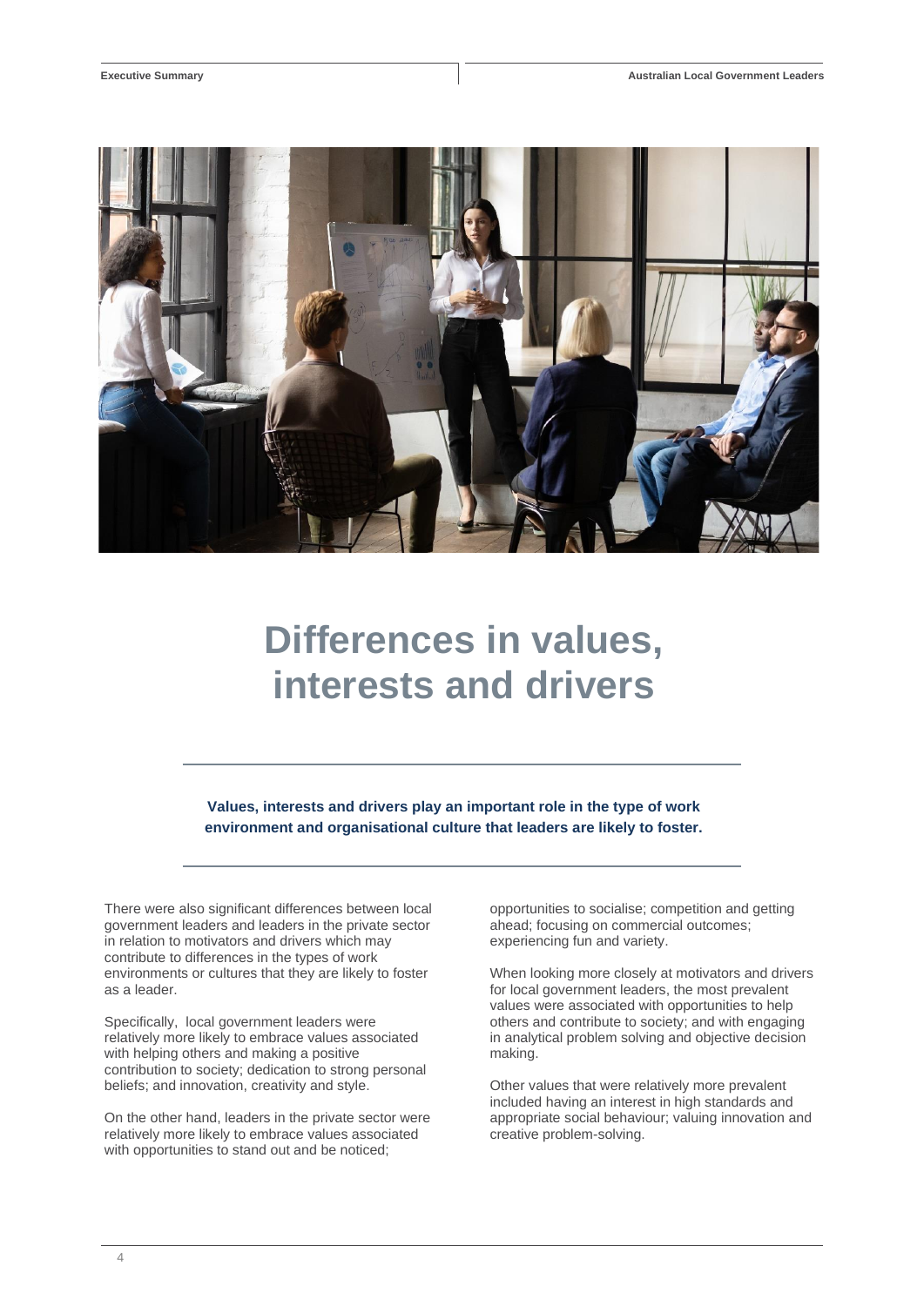# Differences in values, interests and drivers

**Values, interests and drivers play an important role in the type of work environment and organisational culture that leaders are likely to foster.**

There were also significant differences between local government leaders and leaders in the private sector in relation to motivators and drivers which may contribute to differences in the types of work environments or cultures that they are likely to foster as a leader.

Specifically, local government leaders were relatively more likely to embrace values associated with helping others and making a positive contribution to society; dedication to strong personal beliefs; and innovation, creativity and style.

On the other hand, leaders in the private sector were relatively more likely to embrace values associated with opportunities to stand out and be noticed; opportunities to socialise; competition and getting ahead; focusing on commercial outcomes; experiencing fun and variety.

When looking more closely at motivators and drivers for local government leaders, the most prevalent values were associated with opportunities to help others and contribute to society; and with engaging in analytical problem solving and objective decision making.

Other values that were relatively more prevalent included having an interest in high standards and appropriate social behaviour; valuing innovation and creative problem-solving.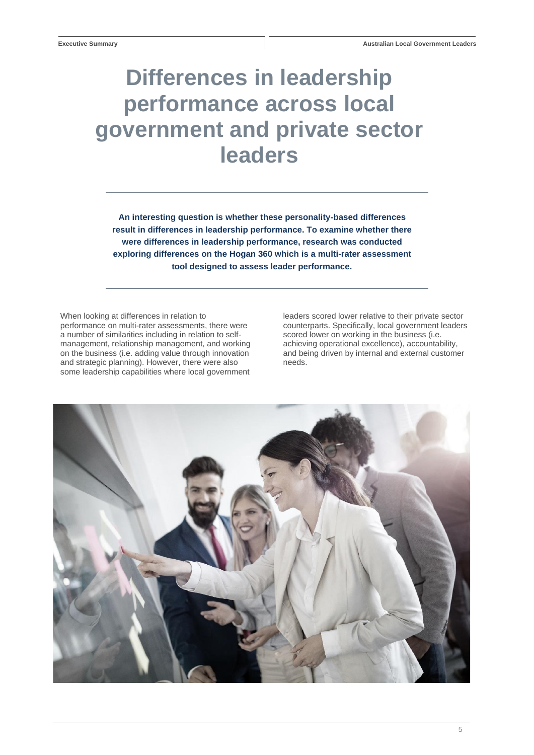# Differences in leadership performance across local government and private sector leaders

**An interesting question is whether these personality-based differences result in differences in leadership performance. To examine whether there were differences in leadership performance, research was conducted exploring differences on the Hogan 360 which is a multi-rater assessment tool designed to assess leader performance.**

When looking at differences in relation to performance on multi-rater assessments, there were a number of similarities including in relation to self-management, relationship management, and working on the business (i.e. adding value through innovation and strategic planning). However, there were also some leadership capabilities where local government leaders scored lower relative to their private sector counterparts. Specifically, local government leaders scored lower on working in the business (i.e. achieving operational excellence), accountability, and being driven by internal and external customer needs.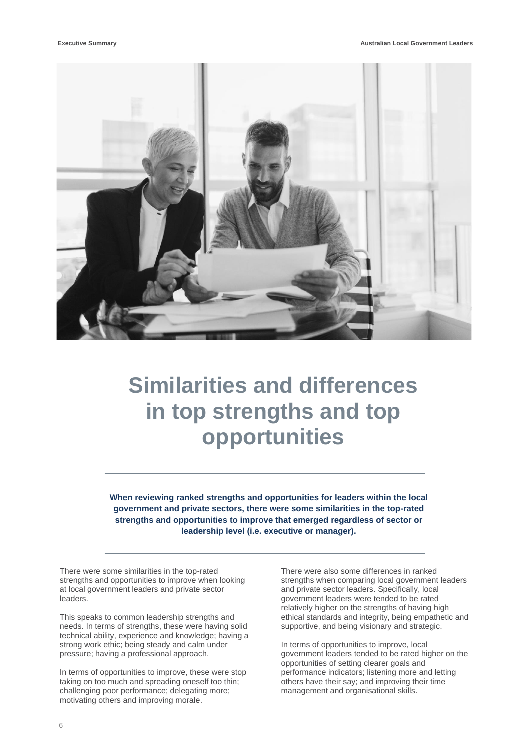# Similarities and differences in top strengths and top opportunities

**When reviewing ranked strengths and opportunities for leaders within the local government and private sectors, there were some similarities in the top-rated strengths and opportunities to improve that emerged regardless of sector or leadership level (i.e. executive or manager).**

There were some similarities in the top-rated strengths and opportunities to improve when looking at local government leaders and private sector leaders.

This speaks to common leadership strengths and needs. In terms of strengths, these were having solid technical ability, experience and knowledge; having a strong work ethic; being steady and calm under pressure; having a professional approach.

In terms of opportunities to improve, these were stop taking on too much and spreading oneself too thin; challenging poor performance; delegating more; motivating others and improving morale.

There were also some differences in ranked strengths when comparing local government leaders and private sector leaders. Specifically, local government leaders were tended to be rated relatively higher on the strengths of having high ethical standards and integrity, being empathetic and supportive, and being visionary and strategic.

In terms of opportunities to improve, local government leaders tended to be rated higher on the opportunities of setting clearer goals and performance indicators; listening more and letting others have their say; and improving their time management and organisational skills.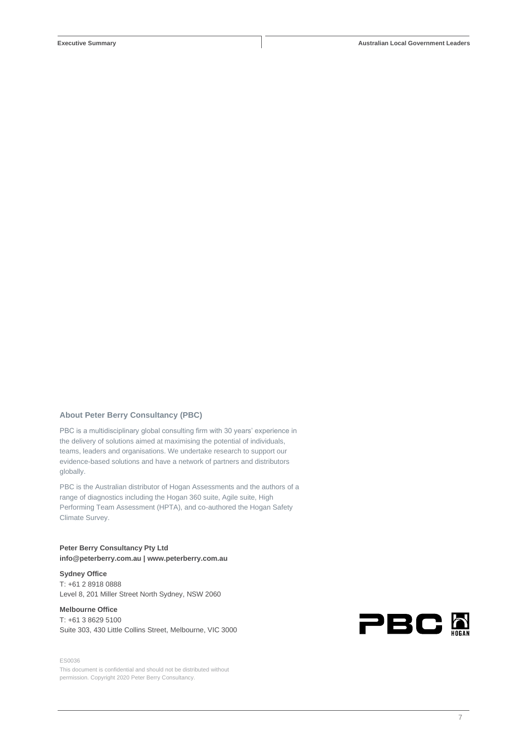## About Peter Berry Consultancy (PBC)

PBC is a multidisciplinary global consulting firm with 30 years' experience in the delivery of solutions aimed at maximising the potential of individuals, teams, leaders and organisations. We undertake research to support our evidence-based solutions and have a network of partners and distributors globally.

PBC is the Australian distributor of Hogan Assessments and the authors of a range of diagnostics including the Hogan 360 suite, Agile suite, High Performing Team Assessment (HPTA), and co-authored the Hogan Safety Climate Survey.

**Peter Berry Consultancy Pty Ltd**
**info@peterberry.com.au | www.peterberry.com.au**

**Sydney Office**
T: +61 2 8918 0888
Level 8, 201 Miller Street North Sydney, NSW 2060

**Melbourne Office**
T: +61 3 8629 5100
Suite 303, 430 Little Collins Street, Melbourne, VIC 3000

ES0036

This document is confidential and should not be distributed without permission. Copyright 2020 Peter Berry Consultancy.